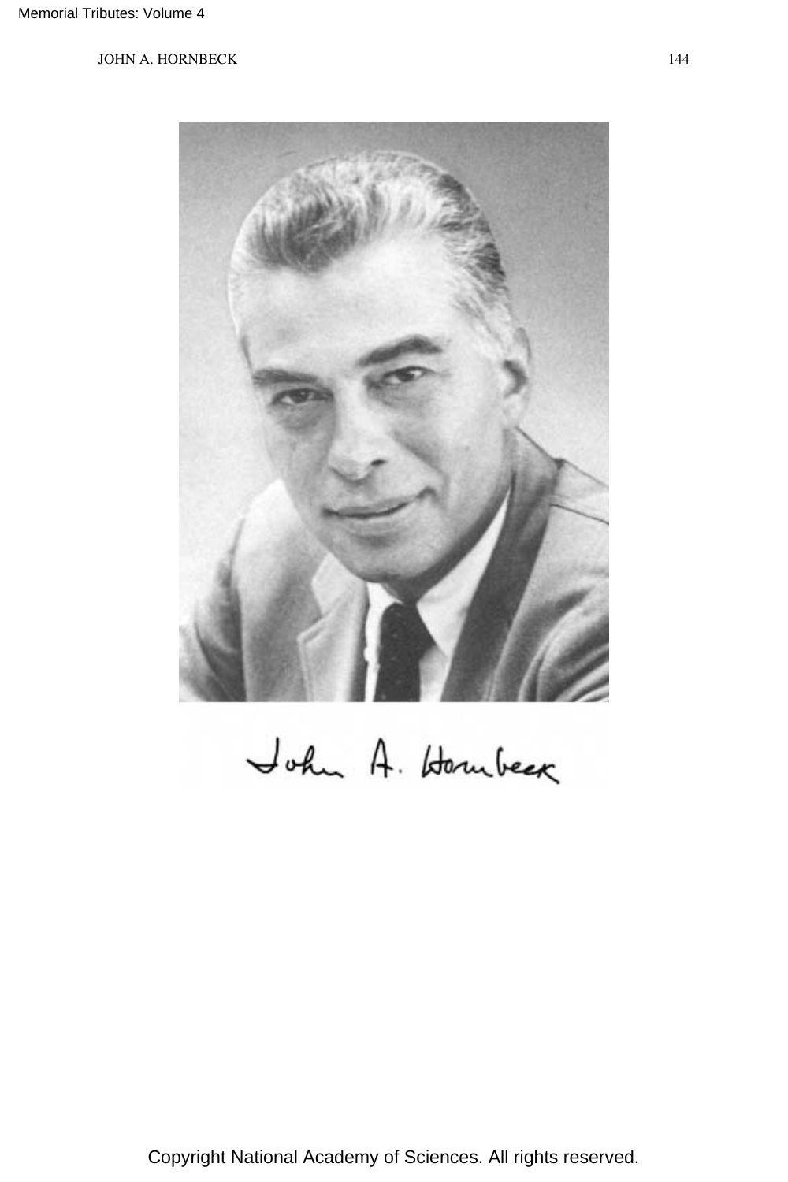John A. Hornbeck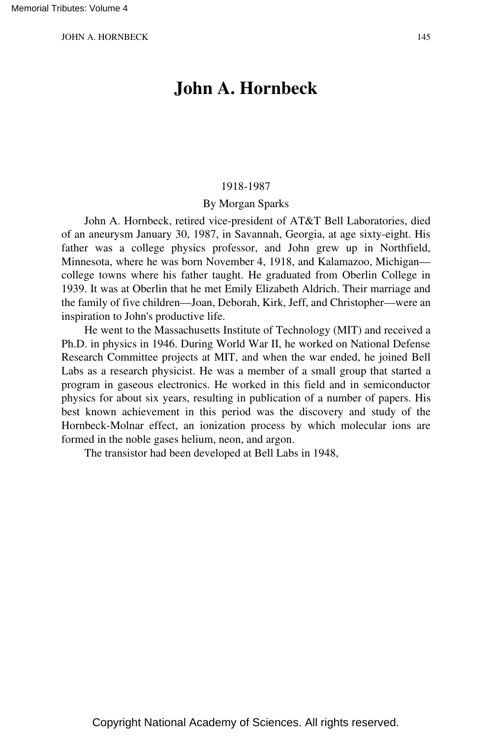# John A. Hornbeck

1918-1987

By Morgan Sparks

John A. Hornbeck, retired vice-president of AT&T Bell Laboratories, died of an aneurysm January 30, 1987, in Savannah, Georgia, at age sixty-eight. His father was a college physics professor, and John grew up in Northfield, Minnesota, where he was born November 4, 1918, and Kalamazoo, Michigan—college towns where his father taught. He graduated from Oberlin College in 1939. It was at Oberlin that he met Emily Elizabeth Aldrich. Their marriage and the family of five children—Joan, Deborah, Kirk, Jeff, and Christopher—were an inspiration to John's productive life.

He went to the Massachusetts Institute of Technology (MIT) and received a Ph.D. in physics in 1946. During World War II, he worked on National Defense Research Committee projects at MIT, and when the war ended, he joined Bell Labs as a research physicist. He was a member of a small group that started a program in gaseous electronics. He worked in this field and in semiconductor physics for about six years, resulting in publication of a number of papers. His best known achievement in this period was the discovery and study of the Hornbeck-Molnar effect, an ionization process by which molecular ions are formed in the noble gases helium, neon, and argon.

The transistor had been developed at Bell Labs in 1948,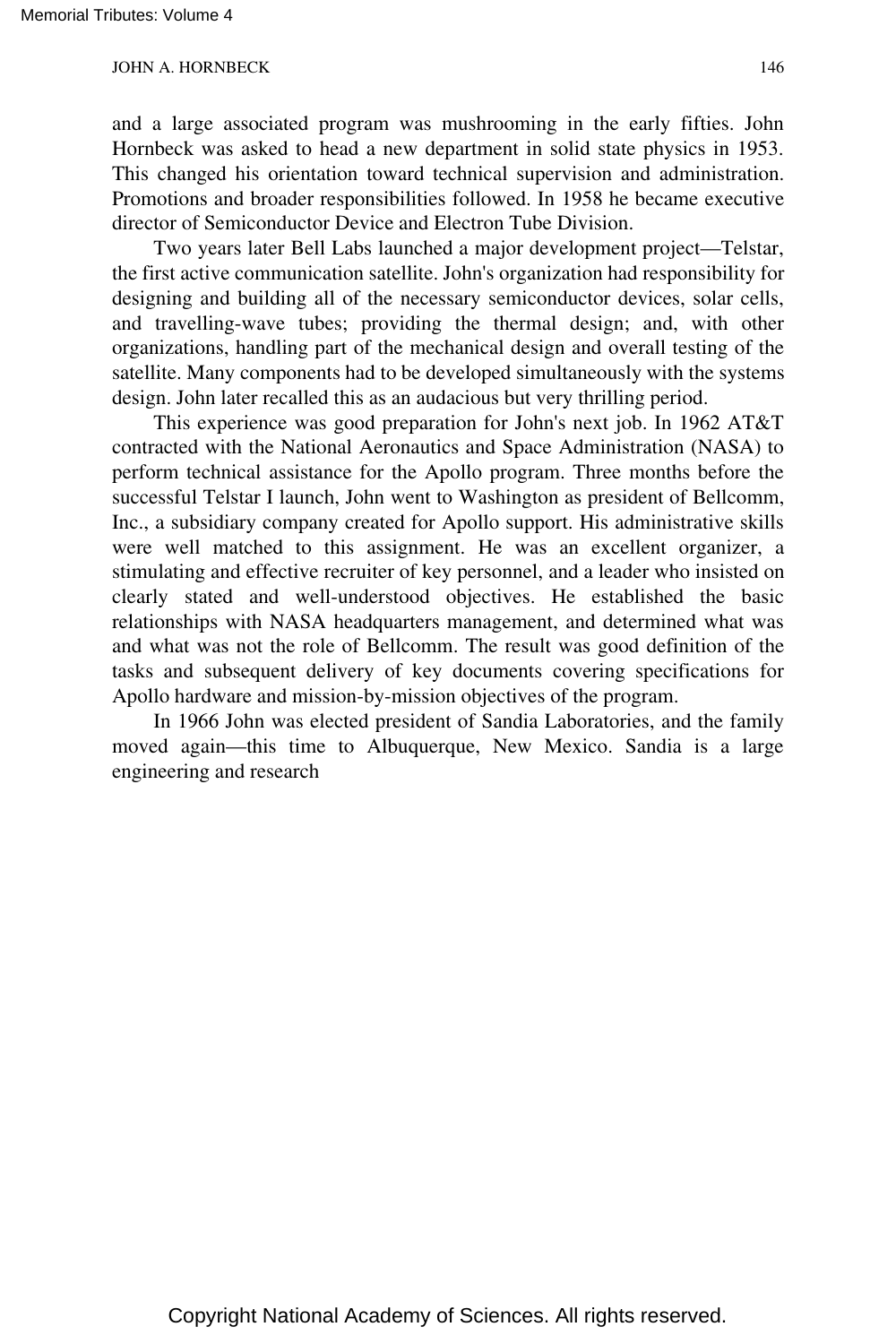and a large associated program was mushrooming in the early fifties. John Hornbeck was asked to head a new department in solid state physics in 1953. This changed his orientation toward technical supervision and administration. Promotions and broader responsibilities followed. In 1958 he became executive director of Semiconductor Device and Electron Tube Division.

Two years later Bell Labs launched a major development project—Telstar, the first active communication satellite. John's organization had responsibility for designing and building all of the necessary semiconductor devices, solar cells, and travelling-wave tubes; providing the thermal design; and, with other organizations, handling part of the mechanical design and overall testing of the satellite. Many components had to be developed simultaneously with the systems design. John later recalled this as an audacious but very thrilling period.

This experience was good preparation for John's next job. In 1962 AT&T contracted with the National Aeronautics and Space Administration (NASA) to perform technical assistance for the Apollo program. Three months before the successful Telstar I launch, John went to Washington as president of Bellcomm, Inc., a subsidiary company created for Apollo support. His administrative skills were well matched to this assignment. He was an excellent organizer, a stimulating and effective recruiter of key personnel, and a leader who insisted on clearly stated and well-understood objectives. He established the basic relationships with NASA headquarters management, and determined what was and what was not the role of Bellcomm. The result was good definition of the tasks and subsequent delivery of key documents covering specifications for Apollo hardware and mission-by-mission objectives of the program.

In 1966 John was elected president of Sandia Laboratories, and the family moved again—this time to Albuquerque, New Mexico. Sandia is a large engineering and research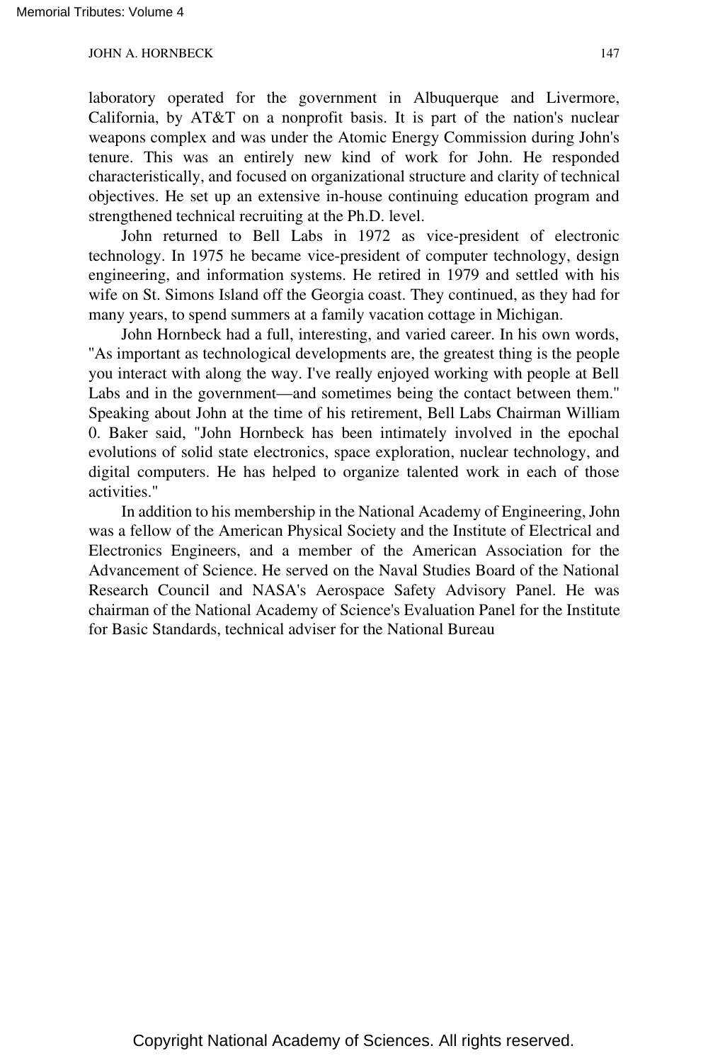laboratory operated for the government in Albuquerque and Livermore, California, by AT&T on a nonprofit basis. It is part of the nation's nuclear weapons complex and was under the Atomic Energy Commission during John's tenure. This was an entirely new kind of work for John. He responded characteristically, and focused on organizational structure and clarity of technical objectives. He set up an extensive in-house continuing education program and strengthened technical recruiting at the Ph.D. level.

John returned to Bell Labs in 1972 as vice-president of electronic technology. In 1975 he became vice-president of computer technology, design engineering, and information systems. He retired in 1979 and settled with his wife on St. Simons Island off the Georgia coast. They continued, as they had for many years, to spend summers at a family vacation cottage in Michigan.

John Hornbeck had a full, interesting, and varied career. In his own words, "As important as technological developments are, the greatest thing is the people you interact with along the way. I've really enjoyed working with people at Bell Labs and in the government—and sometimes being the contact between them." Speaking about John at the time of his retirement, Bell Labs Chairman William 0. Baker said, "John Hornbeck has been intimately involved in the epochal evolutions of solid state electronics, space exploration, nuclear technology, and digital computers. He has helped to organize talented work in each of those activities."

In addition to his membership in the National Academy of Engineering, John was a fellow of the American Physical Society and the Institute of Electrical and Electronics Engineers, and a member of the American Association for the Advancement of Science. He served on the Naval Studies Board of the National Research Council and NASA's Aerospace Safety Advisory Panel. He was chairman of the National Academy of Science's Evaluation Panel for the Institute for Basic Standards, technical adviser for the National Bureau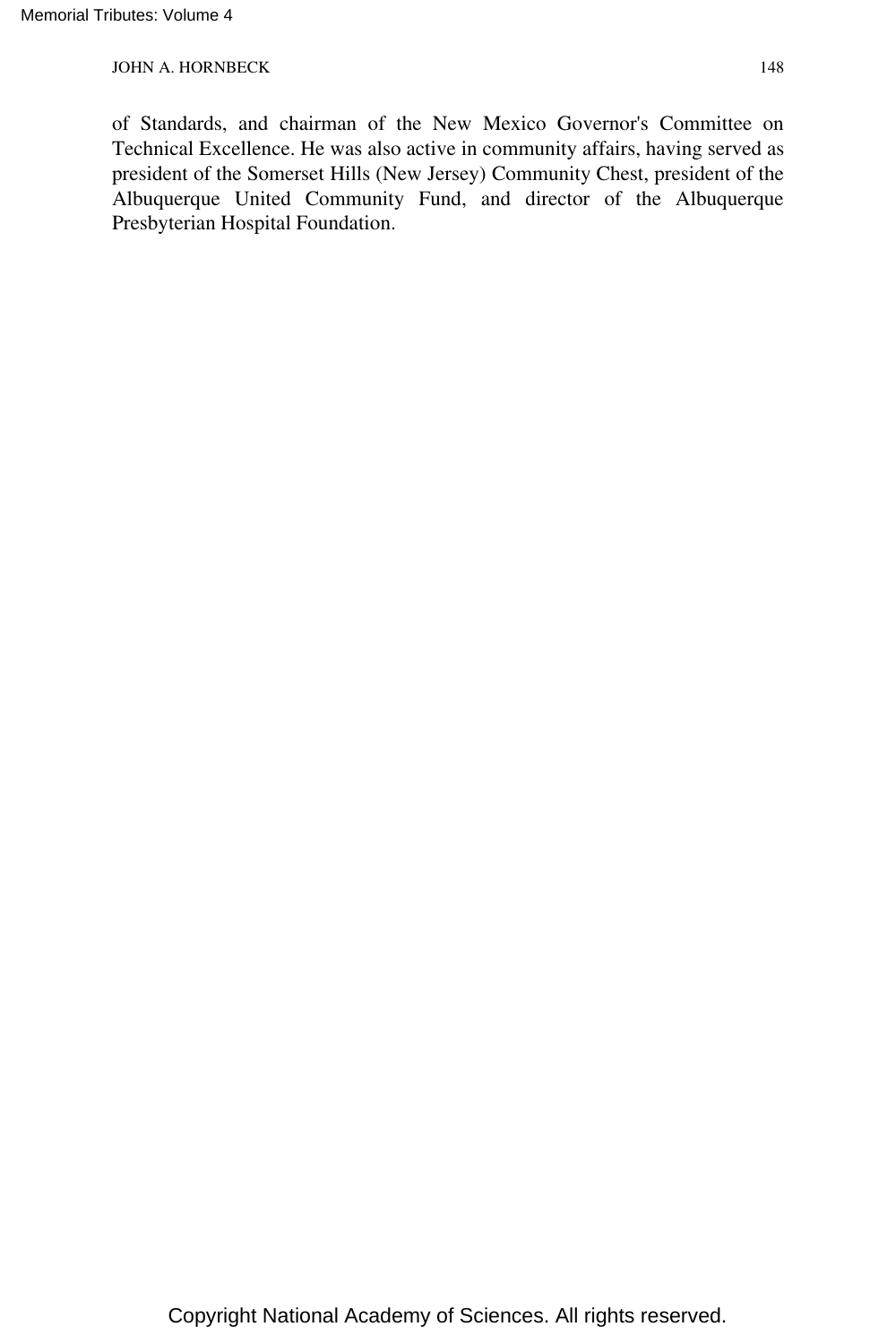of Standards, and chairman of the New Mexico Governor's Committee on Technical Excellence. He was also active in community affairs, having served as president of the Somerset Hills (New Jersey) Community Chest, president of the Albuquerque United Community Fund, and director of the Albuquerque Presbyterian Hospital Foundation.